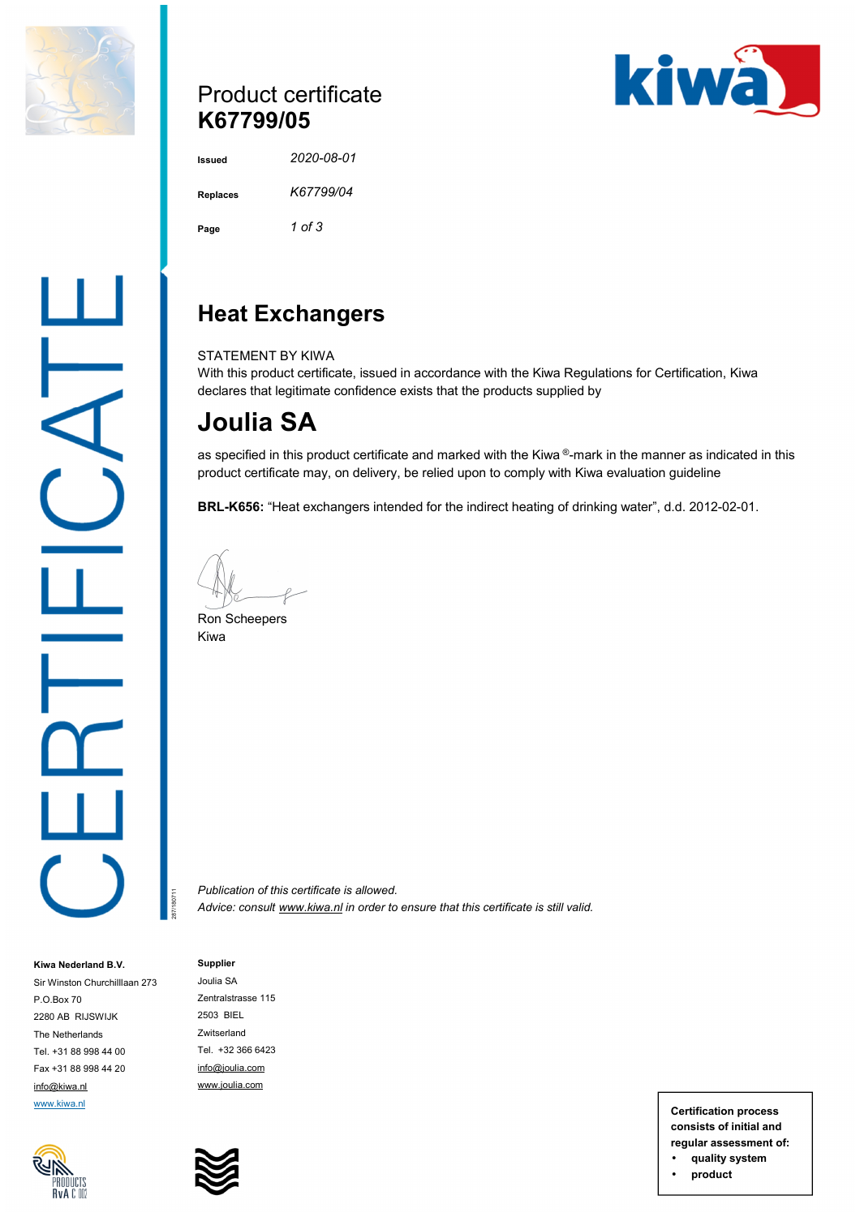# Product certificate
# K67799/05

| | |
|---|---|
| **Issued** | *2020-08-01* |
| **Replaces** | *K67799/04* |
| **Page** | *1 of 3* |

## Heat Exchangers

STATEMENT BY KIWA
With this product certificate, issued in accordance with the Kiwa Regulations for Certification, Kiwa declares that legitimate confidence exists that the products supplied by

# Joulia SA

as specified in this product certificate and marked with the Kiwa ®-mark in the manner as indicated in this product certificate may, on delivery, be relied upon to comply with Kiwa evaluation guideline

**BRL-K656:** "Heat exchangers intended for the indirect heating of drinking water", d.d. 2012-02-01.

Ron Scheepers
Kiwa

*Publication of this certificate is allowed.*
*Advice: consult www.kiwa.nl in order to ensure that this certificate is still valid.*

**Kiwa Nederland B.V.**
Sir Winston Churchilllaan 273
P.O.Box 70
2280 AB RIJSWIJK
The Netherlands
Tel. +31 88 998 44 00
Fax +31 88 998 44 20
info@kiwa.nl
www.kiwa.nl

**Supplier**
Joulia SA
Zentralstrasse 115
2503 BIEL
Zwitserland
Tel. +32 366 6423
info@joulia.com
www.joulia.com

**Certification process consists of initial and regular assessment of:**
- **quality system**
- **product**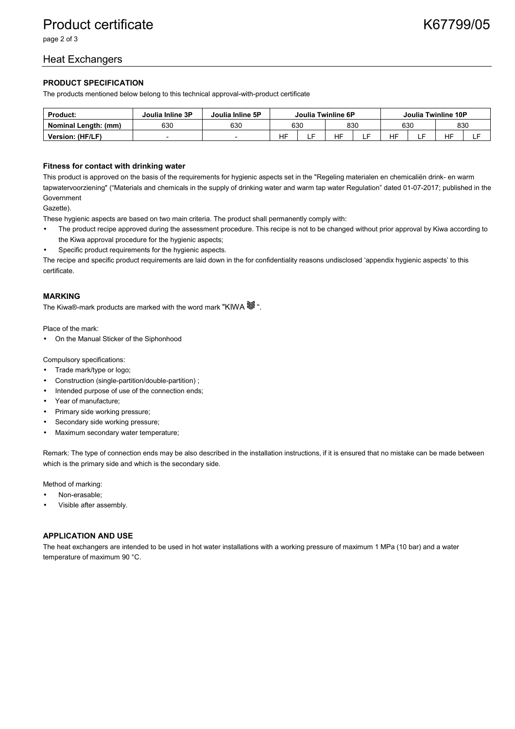# Product certificate K67799/05

## Heat Exchangers

### PRODUCT SPECIFICATION

The products mentioned below belong to this technical approval-with-product certificate

| Product: | Joulia Inline 3P | Joulia Inline 5P | Joulia Twinline 6P | | | | Joulia Twinline 10P | | | |
|---|---|---|---|---|---|---|---|---|---|---|
| Nominal Length: (mm) | 630 | 630 | 630 | | 830 | | 630 | | 830 | |
| Version: (HF/LF) | - | - | HF | LF | HF | LF | HF | LF | HF | LF |

### Fitness for contact with drinking water

This product is approved on the basis of the requirements for hygienic aspects set in the "Regeling materialen en chemicaliën drink- en warm tapwatervoorziening" ("Materials and chemicals in the supply of drinking water and warm tap water Regulation" dated 01-07-2017; published in the Government Gazette).

These hygienic aspects are based on two main criteria. The product shall permanently comply with:

- The product recipe approved during the assessment procedure. This recipe is not to be changed without prior approval by Kiwa according to the Kiwa approval procedure for the hygienic aspects;
- Specific product requirements for the hygienic aspects.

The recipe and specific product requirements are laid down in the for confidentiality reasons undisclosed 'appendix hygienic aspects' to this certificate.

### MARKING

The Kiwa®-mark products are marked with the word mark "KIWA ≋".

Place of the mark:

- On the Manual Sticker of the Siphonhood

Compulsory specifications:

- Trade mark/type or logo;
- Construction (single-partition/double-partition) ;
- Intended purpose of use of the connection ends;
- Year of manufacture;
- Primary side working pressure;
- Secondary side working pressure;
- Maximum secondary water temperature;

Remark: The type of connection ends may be also described in the installation instructions, if it is ensured that no mistake can be made between which is the primary side and which is the secondary side.

Method of marking:

- Non-erasable;
- Visible after assembly.

### APPLICATION AND USE

The heat exchangers are intended to be used in hot water installations with a working pressure of maximum 1 MPa (10 bar) and a water temperature of maximum 90 °C.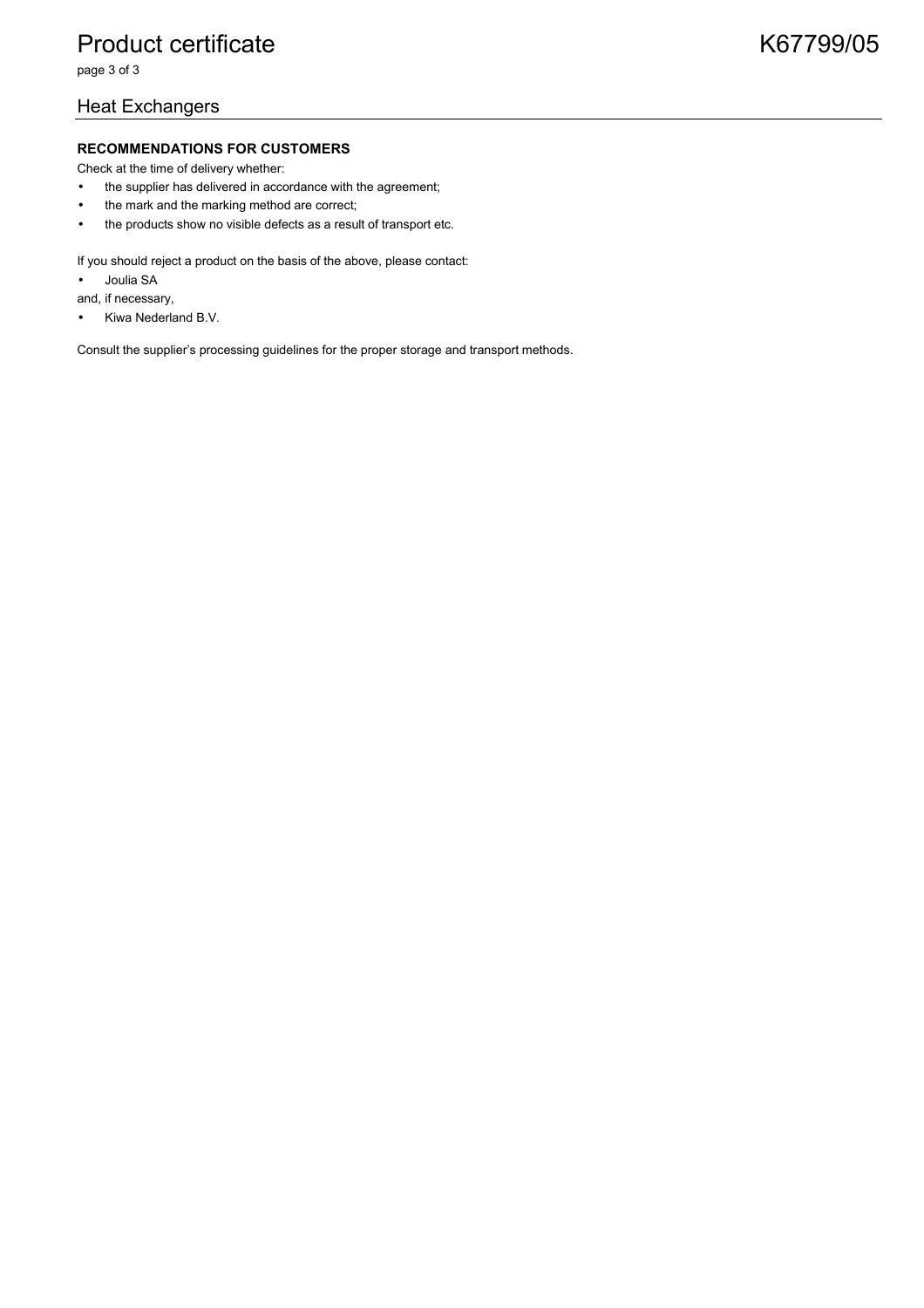## Heat Exchangers

**RECOMMENDATIONS FOR CUSTOMERS**

Check at the time of delivery whether:

- the supplier has delivered in accordance with the agreement;
- the mark and the marking method are correct;
- the products show no visible defects as a result of transport etc.

If you should reject a product on the basis of the above, please contact:

- Joulia SA

and, if necessary,

- Kiwa Nederland B.V.

Consult the supplier's processing guidelines for the proper storage and transport methods.